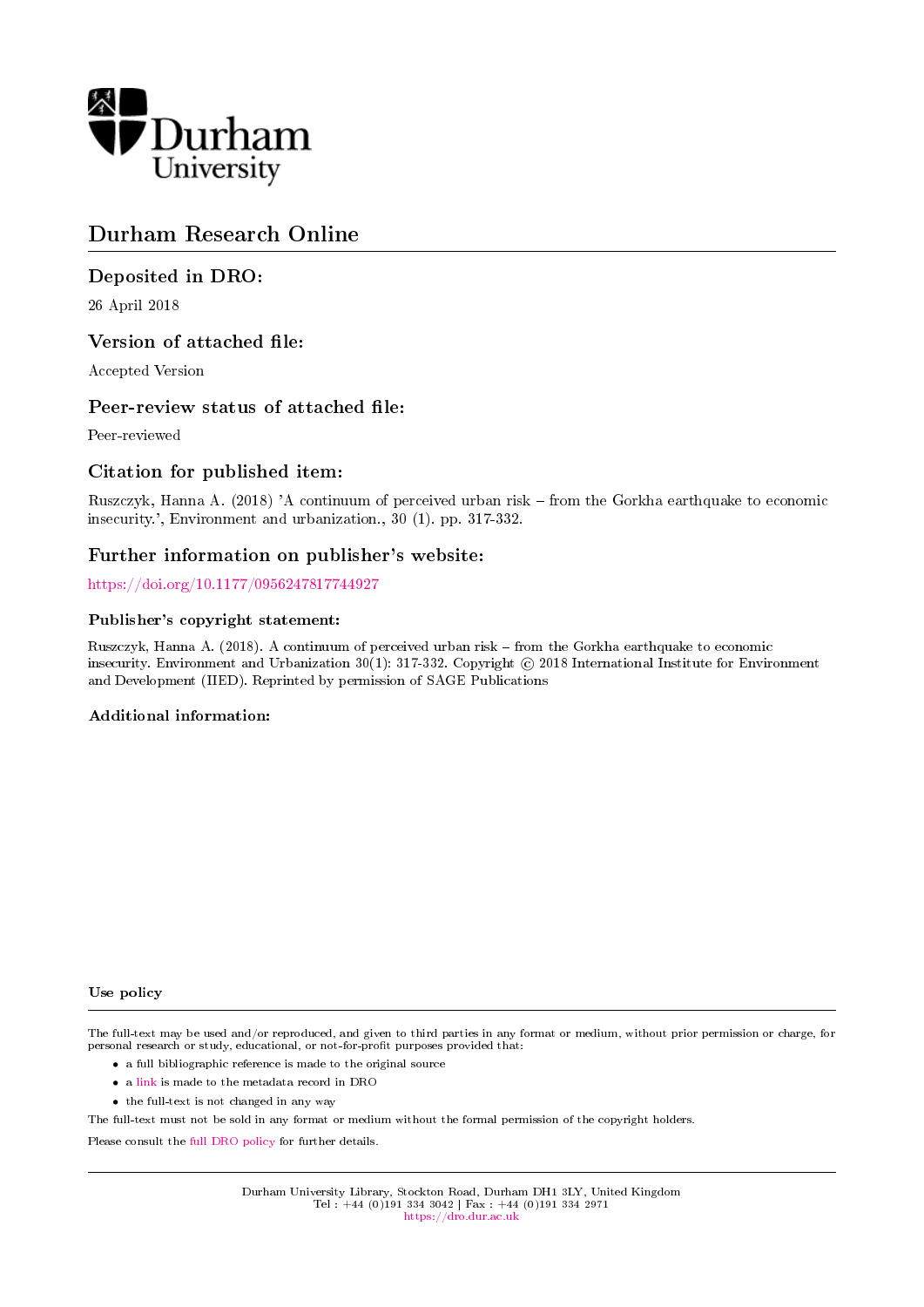Durham University

# Durham Research Online

## Deposited in DRO:

26 April 2018

## Version of attached file:

Accepted Version

## Peer-review status of attached file:

Peer-reviewed

## Citation for published item:

Ruszczyk, Hanna A. (2018) 'A continuum of perceived urban risk – from the Gorkha earthquake to economic insecurity.', Environment and urbanization., 30 (1). pp. 317-332.

## Further information on publisher's website:

https://doi.org/10.1177/0956247817744927

### Publisher's copyright statement:

Ruszczyk, Hanna A. (2018). A continuum of perceived urban risk – from the Gorkha earthquake to economic insecurity. Environment and Urbanization 30(1): 317-332. Copyright © 2018 International Institute for Environment and Development (IIED). Reprinted by permission of SAGE Publications

### Additional information:

#### Use policy

The full-text may be used and/or reproduced, and given to third parties in any format or medium, without prior permission or charge, for personal research or study, educational, or not-for-profit purposes provided that:

- a full bibliographic reference is made to the original source
- a link is made to the metadata record in DRO
- the full-text is not changed in any way

The full-text must not be sold in any format or medium without the formal permission of the copyright holders.

Please consult the full DRO policy for further details.

Durham University Library, Stockton Road, Durham DH1 3LY, United Kingdom
Tel : +44 (0)191 334 3042 | Fax : +44 (0)191 334 2971
https://dro.dur.ac.uk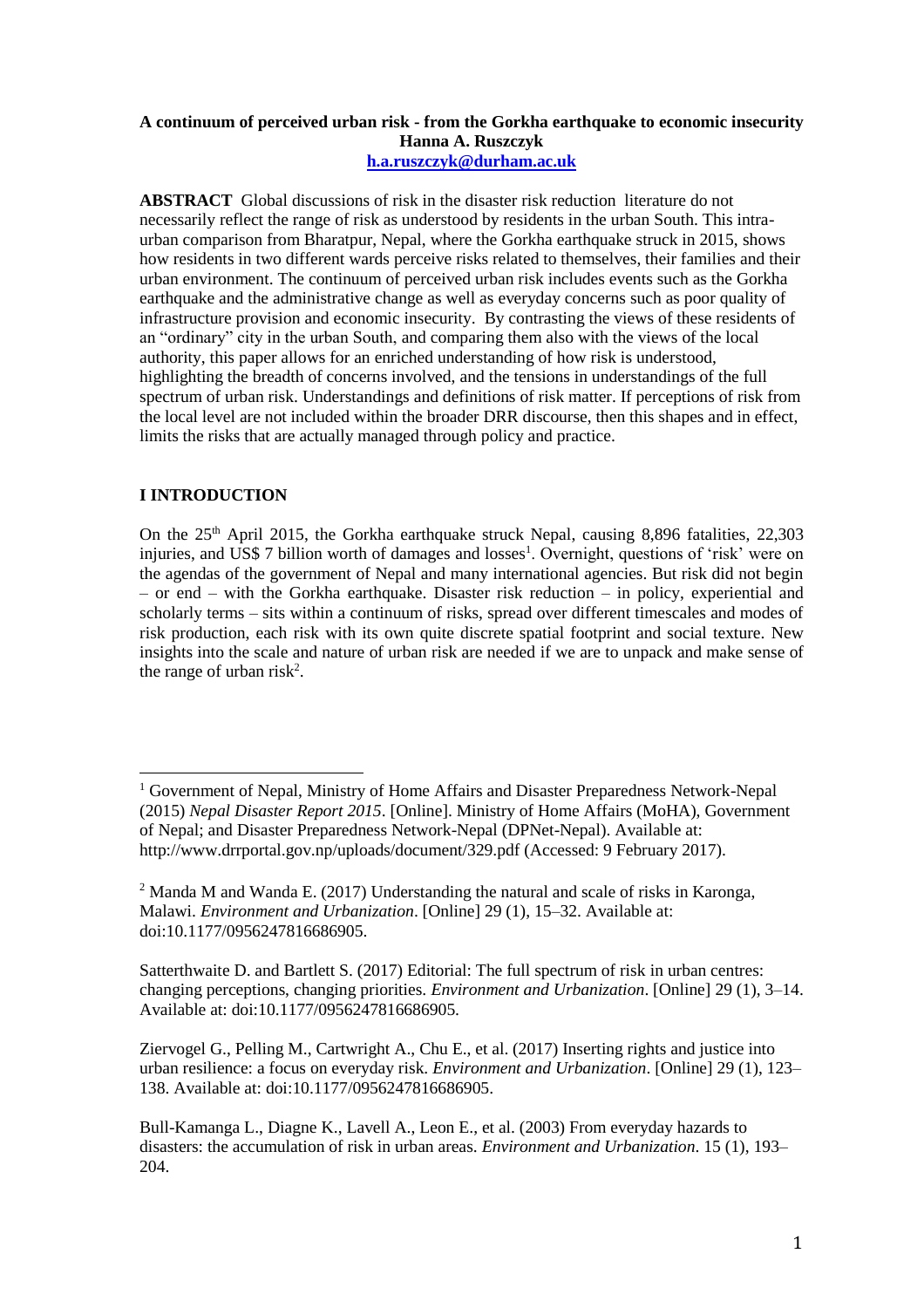**A continuum of perceived urban risk - from the Gorkha earthquake to economic insecurity**
**Hanna A. Ruszczyk**
**h.a.ruszczyk@durham.ac.uk**

**ABSTRACT** Global discussions of risk in the disaster risk reduction literature do not necessarily reflect the range of risk as understood by residents in the urban South. This intra-urban comparison from Bharatpur, Nepal, where the Gorkha earthquake struck in 2015, shows how residents in two different wards perceive risks related to themselves, their families and their urban environment. The continuum of perceived urban risk includes events such as the Gorkha earthquake and the administrative change as well as everyday concerns such as poor quality of infrastructure provision and economic insecurity. By contrasting the views of these residents of an "ordinary" city in the urban South, and comparing them also with the views of the local authority, this paper allows for an enriched understanding of how risk is understood, highlighting the breadth of concerns involved, and the tensions in understandings of the full spectrum of urban risk. Understandings and definitions of risk matter. If perceptions of risk from the local level are not included within the broader DRR discourse, then this shapes and in effect, limits the risks that are actually managed through policy and practice.

## I INTRODUCTION

On the 25th April 2015, the Gorkha earthquake struck Nepal, causing 8,896 fatalities, 22,303 injuries, and US$ 7 billion worth of damages and losses[1]. Overnight, questions of 'risk' were on the agendas of the government of Nepal and many international agencies. But risk did not begin – or end – with the Gorkha earthquake. Disaster risk reduction – in policy, experiential and scholarly terms – sits within a continuum of risks, spread over different timescales and modes of risk production, each risk with its own quite discrete spatial footprint and social texture. New insights into the scale and nature of urban risk are needed if we are to unpack and make sense of the range of urban risk[2].

---

[1] Government of Nepal, Ministry of Home Affairs and Disaster Preparedness Network-Nepal (2015) *Nepal Disaster Report 2015*. [Online]. Ministry of Home Affairs (MoHA), Government of Nepal; and Disaster Preparedness Network-Nepal (DPNet-Nepal). Available at: http://www.drrportal.gov.np/uploads/document/329.pdf (Accessed: 9 February 2017).

[2] Manda M and Wanda E. (2017) Understanding the natural and scale of risks in Karonga, Malawi. *Environment and Urbanization*. [Online] 29 (1), 15–32. Available at: doi:10.1177/0956247816686905.

Satterthwaite D. and Bartlett S. (2017) Editorial: The full spectrum of risk in urban centres: changing perceptions, changing priorities. *Environment and Urbanization*. [Online] 29 (1), 3–14. Available at: doi:10.1177/0956247816686905.

Ziervogel G., Pelling M., Cartwright A., Chu E., et al. (2017) Inserting rights and justice into urban resilience: a focus on everyday risk. *Environment and Urbanization*. [Online] 29 (1), 123–138. Available at: doi:10.1177/0956247816686905.

Bull-Kamanga L., Diagne K., Lavell A., Leon E., et al. (2003) From everyday hazards to disasters: the accumulation of risk in urban areas. *Environment and Urbanization*. 15 (1), 193–204.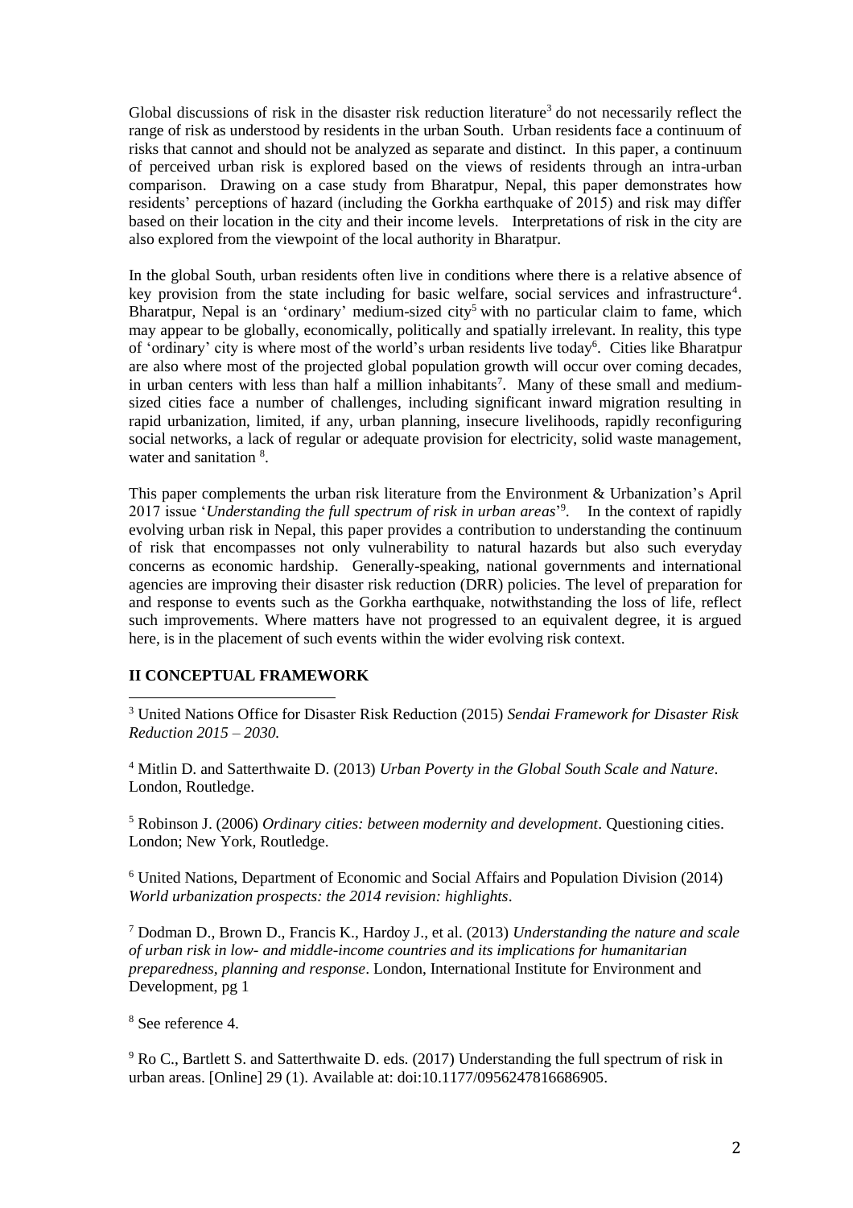Global discussions of risk in the disaster risk reduction literature[3] do not necessarily reflect the range of risk as understood by residents in the urban South. Urban residents face a continuum of risks that cannot and should not be analyzed as separate and distinct. In this paper, a continuum of perceived urban risk is explored based on the views of residents through an intra-urban comparison. Drawing on a case study from Bharatpur, Nepal, this paper demonstrates how residents' perceptions of hazard (including the Gorkha earthquake of 2015) and risk may differ based on their location in the city and their income levels. Interpretations of risk in the city are also explored from the viewpoint of the local authority in Bharatpur.

In the global South, urban residents often live in conditions where there is a relative absence of key provision from the state including for basic welfare, social services and infrastructure[4]. Bharatpur, Nepal is an 'ordinary' medium-sized city[5] with no particular claim to fame, which may appear to be globally, economically, politically and spatially irrelevant. In reality, this type of 'ordinary' city is where most of the world's urban residents live today[6]. Cities like Bharatpur are also where most of the projected global population growth will occur over coming decades, in urban centers with less than half a million inhabitants[7]. Many of these small and medium-sized cities face a number of challenges, including significant inward migration resulting in rapid urbanization, limited, if any, urban planning, insecure livelihoods, rapidly reconfiguring social networks, a lack of regular or adequate provision for electricity, solid waste management, water and sanitation [8].

This paper complements the urban risk literature from the Environment & Urbanization's April 2017 issue '*Understanding the full spectrum of risk in urban areas*'[9]. In the context of rapidly evolving urban risk in Nepal, this paper provides a contribution to understanding the continuum of risk that encompasses not only vulnerability to natural hazards but also such everyday concerns as economic hardship. Generally-speaking, national governments and international agencies are improving their disaster risk reduction (DRR) policies. The level of preparation for and response to events such as the Gorkha earthquake, notwithstanding the loss of life, reflect such improvements. Where matters have not progressed to an equivalent degree, it is argued here, is in the placement of such events within the wider evolving risk context.

## II CONCEPTUAL FRAMEWORK

---

[3] United Nations Office for Disaster Risk Reduction (2015) *Sendai Framework for Disaster Risk Reduction 2015 – 2030.*

[4] Mitlin D. and Satterthwaite D. (2013) *Urban Poverty in the Global South Scale and Nature*. London, Routledge.

[5] Robinson J. (2006) *Ordinary cities: between modernity and development*. Questioning cities. London; New York, Routledge.

[6] United Nations, Department of Economic and Social Affairs and Population Division (2014) *World urbanization prospects: the 2014 revision: highlights*.

[7] Dodman D., Brown D., Francis K., Hardoy J., et al. (2013) *Understanding the nature and scale of urban risk in low- and middle-income countries and its implications for humanitarian preparedness, planning and response*. London, International Institute for Environment and Development, pg 1

[8] See reference 4.

[9] Ro C., Bartlett S. and Satterthwaite D. eds. (2017) Understanding the full spectrum of risk in urban areas. [Online] 29 (1). Available at: doi:10.1177/0956247816686905.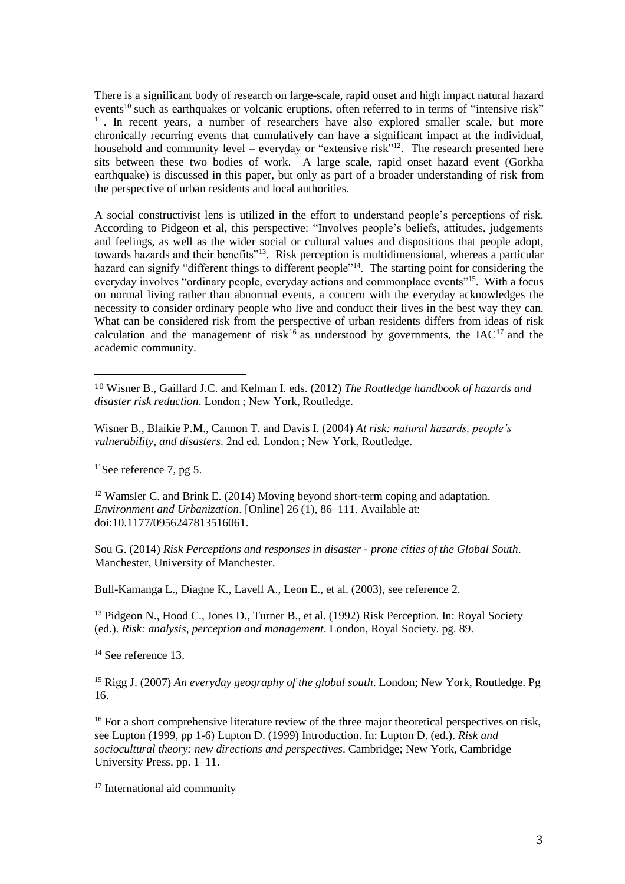There is a significant body of research on large-scale, rapid onset and high impact natural hazard events[10] such as earthquakes or volcanic eruptions, often referred to in terms of "intensive risk"[11]. In recent years, a number of researchers have also explored smaller scale, but more chronically recurring events that cumulatively can have a significant impact at the individual, household and community level – everyday or "extensive risk"[12]. The research presented here sits between these two bodies of work. A large scale, rapid onset hazard event (Gorkha earthquake) is discussed in this paper, but only as part of a broader understanding of risk from the perspective of urban residents and local authorities.

A social constructivist lens is utilized in the effort to understand people's perceptions of risk. According to Pidgeon et al, this perspective: "Involves people's beliefs, attitudes, judgements and feelings, as well as the wider social or cultural values and dispositions that people adopt, towards hazards and their benefits"[13]. Risk perception is multidimensional, whereas a particular hazard can signify "different things to different people"[14]. The starting point for considering the everyday involves "ordinary people, everyday actions and commonplace events"[15]. With a focus on normal living rather than abnormal events, a concern with the everyday acknowledges the necessity to consider ordinary people who live and conduct their lives in the best way they can. What can be considered risk from the perspective of urban residents differs from ideas of risk calculation and the management of risk[16] as understood by governments, the IAC[17] and the academic community.

---

[10] Wisner B., Gaillard J.C. and Kelman I. eds. (2012) *The Routledge handbook of hazards and disaster risk reduction*. London ; New York, Routledge.

Wisner B., Blaikie P.M., Cannon T. and Davis I. (2004) *At risk: natural hazards, people's vulnerability, and disasters*. 2nd ed. London ; New York, Routledge.

[11] See reference 7, pg 5.

[12] Wamsler C. and Brink E. (2014) Moving beyond short-term coping and adaptation. *Environment and Urbanization*. [Online] 26 (1), 86–111. Available at: doi:10.1177/0956247813516061.

Sou G. (2014) *Risk Perceptions and responses in disaster - prone cities of the Global South*. Manchester, University of Manchester.

Bull-Kamanga L., Diagne K., Lavell A., Leon E., et al. (2003), see reference 2.

[13] Pidgeon N., Hood C., Jones D., Turner B., et al. (1992) Risk Perception. In: Royal Society (ed.). *Risk: analysis, perception and management*. London, Royal Society. pg. 89.

[14] See reference 13.

[15] Rigg J. (2007) *An everyday geography of the global south*. London; New York, Routledge. Pg 16.

[16] For a short comprehensive literature review of the three major theoretical perspectives on risk, see Lupton (1999, pp 1-6) Lupton D. (1999) Introduction. In: Lupton D. (ed.). *Risk and sociocultural theory: new directions and perspectives*. Cambridge; New York, Cambridge University Press. pp. 1–11.

[17] International aid community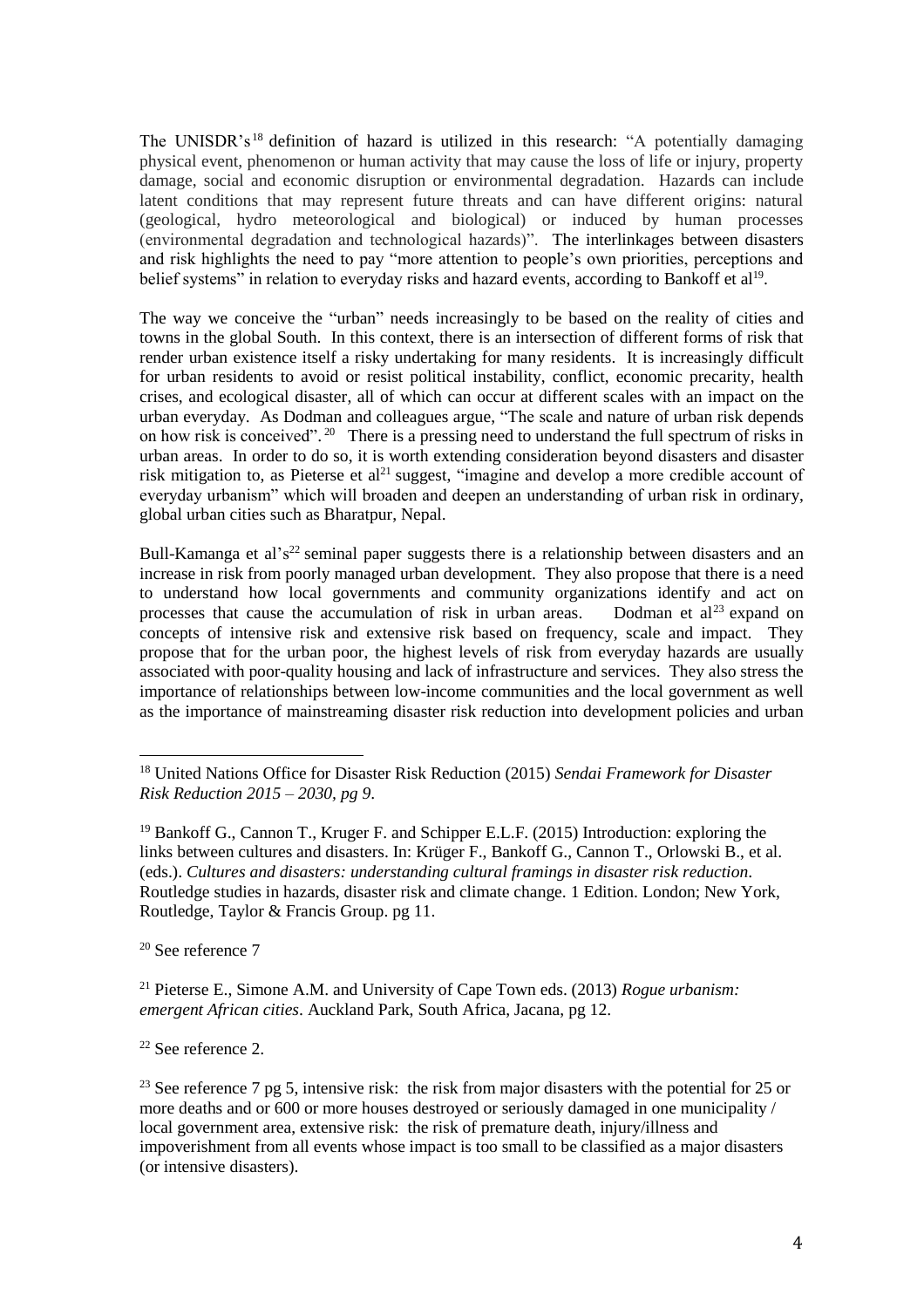The UNISDR's[18] definition of hazard is utilized in this research: "A potentially damaging physical event, phenomenon or human activity that may cause the loss of life or injury, property damage, social and economic disruption or environmental degradation. Hazards can include latent conditions that may represent future threats and can have different origins: natural (geological, hydro meteorological and biological) or induced by human processes (environmental degradation and technological hazards)". The interlinkages between disasters and risk highlights the need to pay "more attention to people's own priorities, perceptions and belief systems" in relation to everyday risks and hazard events, according to Bankoff et al[19].

The way we conceive the "urban" needs increasingly to be based on the reality of cities and towns in the global South. In this context, there is an intersection of different forms of risk that render urban existence itself a risky undertaking for many residents. It is increasingly difficult for urban residents to avoid or resist political instability, conflict, economic precarity, health crises, and ecological disaster, all of which can occur at different scales with an impact on the urban everyday. As Dodman and colleagues argue, "The scale and nature of urban risk depends on how risk is conceived".[20] There is a pressing need to understand the full spectrum of risks in urban areas. In order to do so, it is worth extending consideration beyond disasters and disaster risk mitigation to, as Pieterse et al[21] suggest, "imagine and develop a more credible account of everyday urbanism" which will broaden and deepen an understanding of urban risk in ordinary, global urban cities such as Bharatpur, Nepal.

Bull-Kamanga et al's[22] seminal paper suggests there is a relationship between disasters and an increase in risk from poorly managed urban development. They also propose that there is a need to understand how local governments and community organizations identify and act on processes that cause the accumulation of risk in urban areas. Dodman et al[23] expand on concepts of intensive risk and extensive risk based on frequency, scale and impact. They propose that for the urban poor, the highest levels of risk from everyday hazards are usually associated with poor-quality housing and lack of infrastructure and services. They also stress the importance of relationships between low-income communities and the local government as well as the importance of mainstreaming disaster risk reduction into development policies and urban

---

[18] United Nations Office for Disaster Risk Reduction (2015) *Sendai Framework for Disaster Risk Reduction 2015 – 2030, pg 9*.

[19] Bankoff G., Cannon T., Kruger F. and Schipper E.L.F. (2015) Introduction: exploring the links between cultures and disasters. In: Krüger F., Bankoff G., Cannon T., Orlowski B., et al. (eds.). *Cultures and disasters: understanding cultural framings in disaster risk reduction*. Routledge studies in hazards, disaster risk and climate change. 1 Edition. London; New York, Routledge, Taylor & Francis Group. pg 11.

[20] See reference 7

[21] Pieterse E., Simone A.M. and University of Cape Town eds. (2013) *Rogue urbanism: emergent African cities*. Auckland Park, South Africa, Jacana, pg 12.

[22] See reference 2.

[23] See reference 7 pg 5, intensive risk: the risk from major disasters with the potential for 25 or more deaths and or 600 or more houses destroyed or seriously damaged in one municipality / local government area, extensive risk: the risk of premature death, injury/illness and impoverishment from all events whose impact is too small to be classified as a major disasters (or intensive disasters).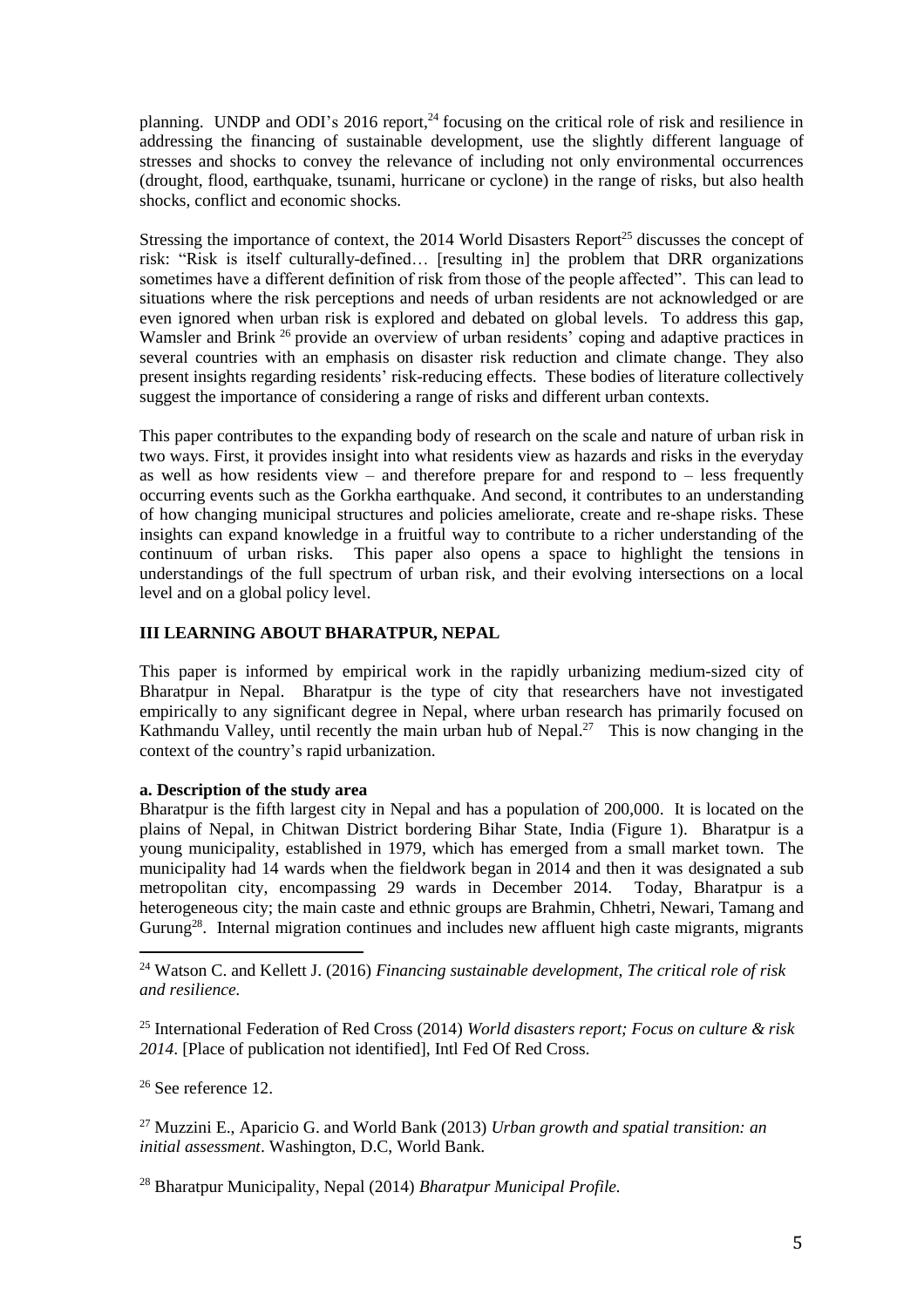planning. UNDP and ODI's 2016 report,[24] focusing on the critical role of risk and resilience in addressing the financing of sustainable development, use the slightly different language of stresses and shocks to convey the relevance of including not only environmental occurrences (drought, flood, earthquake, tsunami, hurricane or cyclone) in the range of risks, but also health shocks, conflict and economic shocks.

Stressing the importance of context, the 2014 World Disasters Report[25] discusses the concept of risk: "Risk is itself culturally-defined… [resulting in] the problem that DRR organizations sometimes have a different definition of risk from those of the people affected". This can lead to situations where the risk perceptions and needs of urban residents are not acknowledged or are even ignored when urban risk is explored and debated on global levels. To address this gap, Wamsler and Brink [26] provide an overview of urban residents' coping and adaptive practices in several countries with an emphasis on disaster risk reduction and climate change. They also present insights regarding residents' risk-reducing effects. These bodies of literature collectively suggest the importance of considering a range of risks and different urban contexts.

This paper contributes to the expanding body of research on the scale and nature of urban risk in two ways. First, it provides insight into what residents view as hazards and risks in the everyday as well as how residents view – and therefore prepare for and respond to – less frequently occurring events such as the Gorkha earthquake. And second, it contributes to an understanding of how changing municipal structures and policies ameliorate, create and re-shape risks. These insights can expand knowledge in a fruitful way to contribute to a richer understanding of the continuum of urban risks. This paper also opens a space to highlight the tensions in understandings of the full spectrum of urban risk, and their evolving intersections on a local level and on a global policy level.

## III LEARNING ABOUT BHARATPUR, NEPAL

This paper is informed by empirical work in the rapidly urbanizing medium-sized city of Bharatpur in Nepal. Bharatpur is the type of city that researchers have not investigated empirically to any significant degree in Nepal, where urban research has primarily focused on Kathmandu Valley, until recently the main urban hub of Nepal.[27] This is now changing in the context of the country's rapid urbanization.

### a. Description of the study area

Bharatpur is the fifth largest city in Nepal and has a population of 200,000. It is located on the plains of Nepal, in Chitwan District bordering Bihar State, India (Figure 1). Bharatpur is a young municipality, established in 1979, which has emerged from a small market town. The municipality had 14 wards when the fieldwork began in 2014 and then it was designated a sub metropolitan city, encompassing 29 wards in December 2014. Today, Bharatpur is a heterogeneous city; the main caste and ethnic groups are Brahmin, Chhetri, Newari, Tamang and Gurung[28]. Internal migration continues and includes new affluent high caste migrants, migrants

---

[24] Watson C. and Kellett J. (2016) *Financing sustainable development, The critical role of risk and resilience.*

[25] International Federation of Red Cross (2014) *World disasters report; Focus on culture & risk 2014.* [Place of publication not identified], Intl Fed Of Red Cross.

[26] See reference 12.

[27] Muzzini E., Aparicio G. and World Bank (2013) *Urban growth and spatial transition: an initial assessment*. Washington, D.C, World Bank.

[28] Bharatpur Municipality, Nepal (2014) *Bharatpur Municipal Profile.*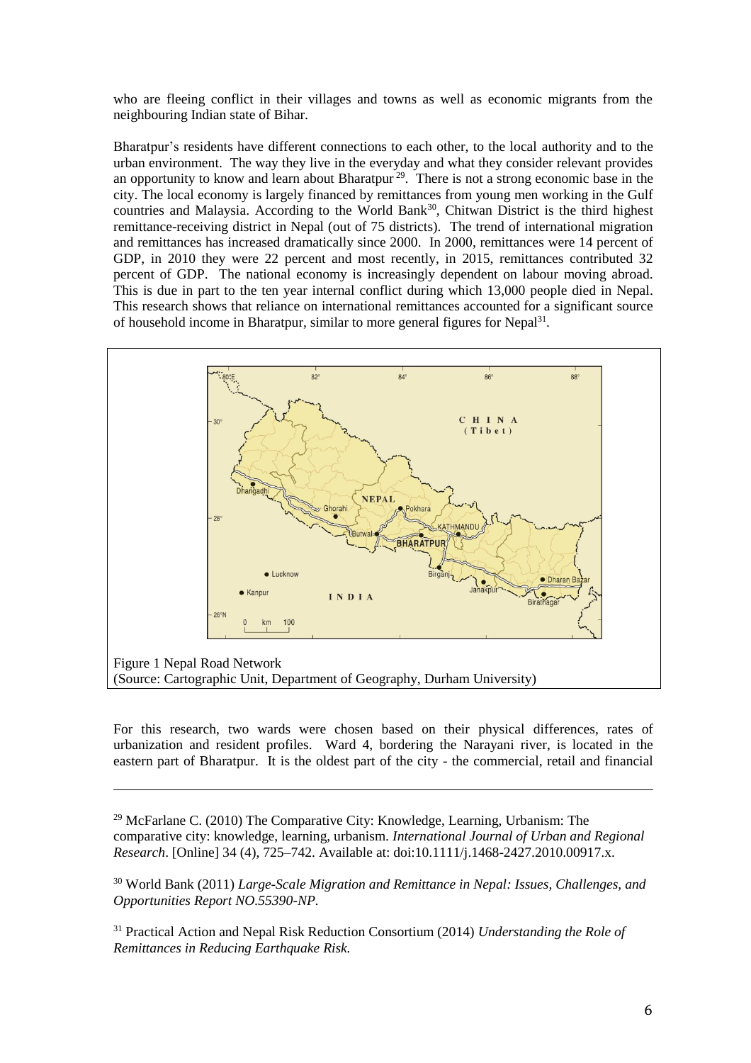who are fleeing conflict in their villages and towns as well as economic migrants from the neighbouring Indian state of Bihar.

Bharatpur's residents have different connections to each other, to the local authority and to the urban environment. The way they live in the everyday and what they consider relevant provides an opportunity to know and learn about Bharatpur [29]. There is not a strong economic base in the city. The local economy is largely financed by remittances from young men working in the Gulf countries and Malaysia. According to the World Bank[30], Chitwan District is the third highest remittance-receiving district in Nepal (out of 75 districts). The trend of international migration and remittances has increased dramatically since 2000. In 2000, remittances were 14 percent of GDP, in 2010 they were 22 percent and most recently, in 2015, remittances contributed 32 percent of GDP. The national economy is increasingly dependent on labour moving abroad. This is due in part to the ten year internal conflict during which 13,000 people died in Nepal. This research shows that reliance on international remittances accounted for a significant source of household income in Bharatpur, similar to more general figures for Nepal[31].

Figure 1 Nepal Road Network
(Source: Cartographic Unit, Department of Geography, Durham University)

For this research, two wards were chosen based on their physical differences, rates of urbanization and resident profiles. Ward 4, bordering the Narayani river, is located in the eastern part of Bharatpur. It is the oldest part of the city - the commercial, retail and financial

---

[29] McFarlane C. (2010) The Comparative City: Knowledge, Learning, Urbanism: The comparative city: knowledge, learning, urbanism. *International Journal of Urban and Regional Research*. [Online] 34 (4), 725–742. Available at: doi:10.1111/j.1468-2427.2010.00917.x.

[30] World Bank (2011) *Large-Scale Migration and Remittance in Nepal: Issues, Challenges, and Opportunities Report NO.55390-NP.*

[31] Practical Action and Nepal Risk Reduction Consortium (2014) *Understanding the Role of Remittances in Reducing Earthquake Risk.*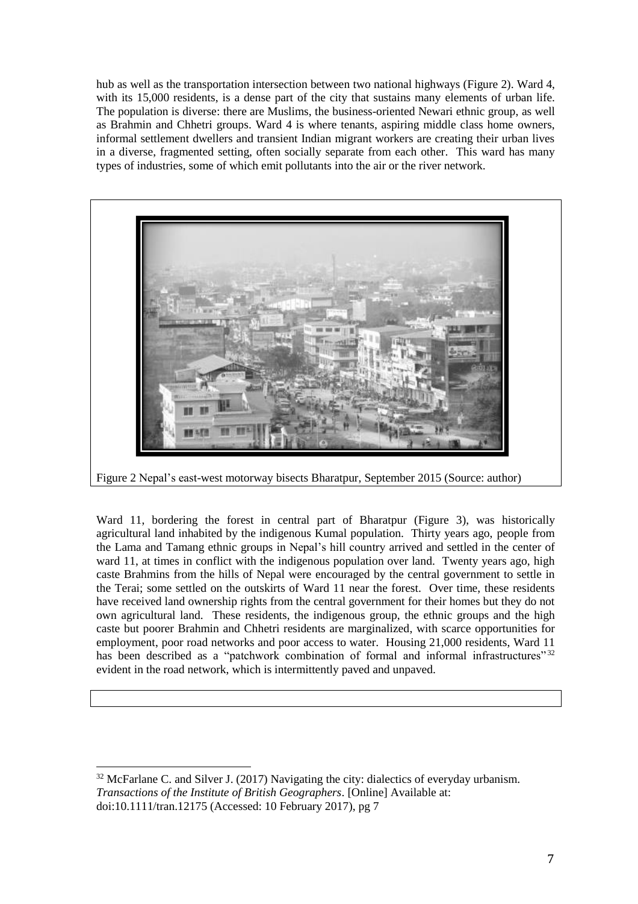hub as well as the transportation intersection between two national highways (Figure 2). Ward 4, with its 15,000 residents, is a dense part of the city that sustains many elements of urban life. The population is diverse: there are Muslims, the business-oriented Newari ethnic group, as well as Brahmin and Chhetri groups. Ward 4 is where tenants, aspiring middle class home owners, informal settlement dwellers and transient Indian migrant workers are creating their urban lives in a diverse, fragmented setting, often socially separate from each other. This ward has many types of industries, some of which emit pollutants into the air or the river network.

Figure 2 Nepal's east-west motorway bisects Bharatpur, September 2015 (Source: author)

Ward 11, bordering the forest in central part of Bharatpur (Figure 3), was historically agricultural land inhabited by the indigenous Kumal population. Thirty years ago, people from the Lama and Tamang ethnic groups in Nepal's hill country arrived and settled in the center of ward 11, at times in conflict with the indigenous population over land. Twenty years ago, high caste Brahmins from the hills of Nepal were encouraged by the central government to settle in the Terai; some settled on the outskirts of Ward 11 near the forest. Over time, these residents have received land ownership rights from the central government for their homes but they do not own agricultural land. These residents, the indigenous group, the ethnic groups and the high caste but poorer Brahmin and Chhetri residents are marginalized, with scarce opportunities for employment, poor road networks and poor access to water. Housing 21,000 residents, Ward 11 has been described as a "patchwork combination of formal and informal infrastructures"[32] evident in the road network, which is intermittently paved and unpaved.

[32] McFarlane C. and Silver J. (2017) Navigating the city: dialectics of everyday urbanism. *Transactions of the Institute of British Geographers*. [Online] Available at: doi:10.1111/tran.12175 (Accessed: 10 February 2017), pg 7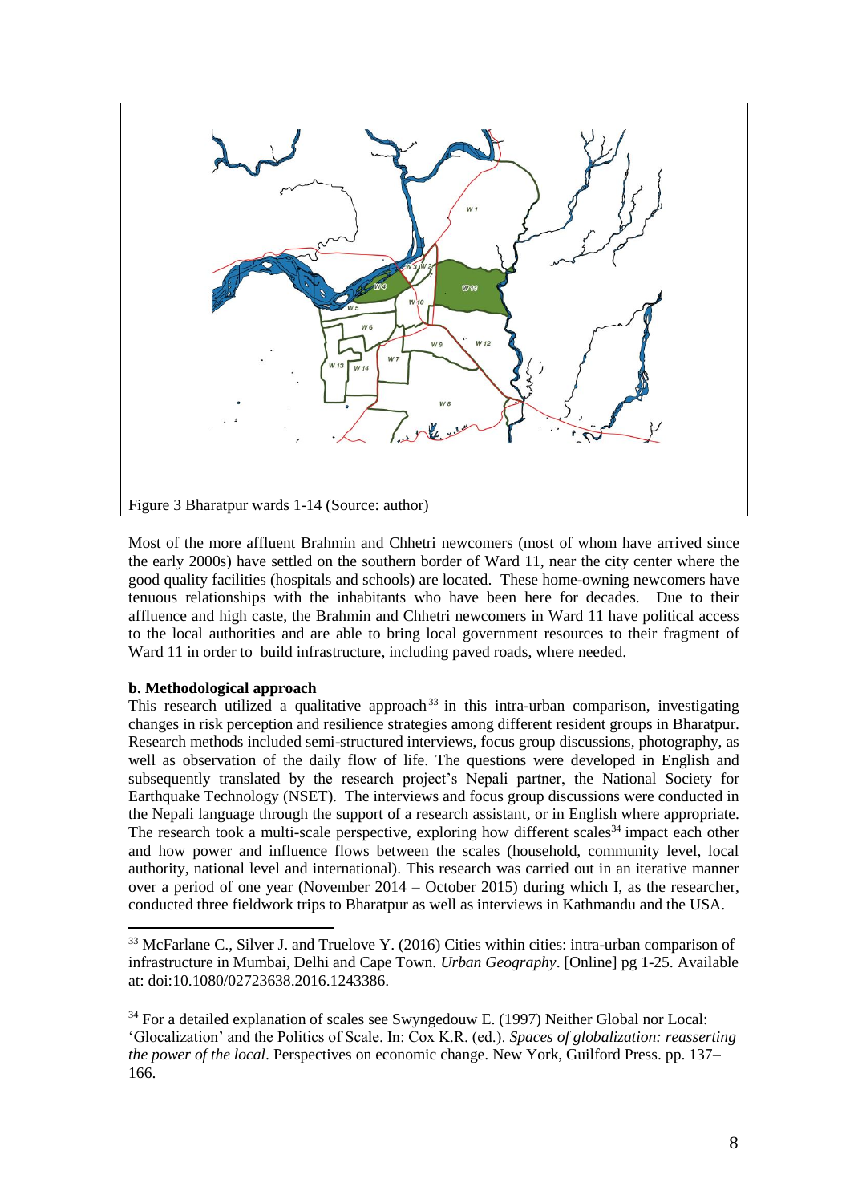Figure 3 Bharatpur wards 1-14 (Source: author)

Most of the more affluent Brahmin and Chhetri newcomers (most of whom have arrived since the early 2000s) have settled on the southern border of Ward 11, near the city center where the good quality facilities (hospitals and schools) are located. These home-owning newcomers have tenuous relationships with the inhabitants who have been here for decades. Due to their affluence and high caste, the Brahmin and Chhetri newcomers in Ward 11 have political access to the local authorities and are able to bring local government resources to their fragment of Ward 11 in order to build infrastructure, including paved roads, where needed.

**b. Methodological approach**

This research utilized a qualitative approach[33] in this intra-urban comparison, investigating changes in risk perception and resilience strategies among different resident groups in Bharatpur. Research methods included semi-structured interviews, focus group discussions, photography, as well as observation of the daily flow of life. The questions were developed in English and subsequently translated by the research project's Nepali partner, the National Society for Earthquake Technology (NSET). The interviews and focus group discussions were conducted in the Nepali language through the support of a research assistant, or in English where appropriate. The research took a multi-scale perspective, exploring how different scales[34] impact each other and how power and influence flows between the scales (household, community level, local authority, national level and international). This research was carried out in an iterative manner over a period of one year (November 2014 – October 2015) during which I, as the researcher, conducted three fieldwork trips to Bharatpur as well as interviews in Kathmandu and the USA.

[33] McFarlane C., Silver J. and Truelove Y. (2016) Cities within cities: intra-urban comparison of infrastructure in Mumbai, Delhi and Cape Town. *Urban Geography*. [Online] pg 1-25. Available at: doi:10.1080/02723638.2016.1243386.

[34] For a detailed explanation of scales see Swyngedouw E. (1997) Neither Global nor Local: 'Glocalization' and the Politics of Scale. In: Cox K.R. (ed.). *Spaces of globalization: reasserting the power of the local*. Perspectives on economic change. New York, Guilford Press. pp. 137–166.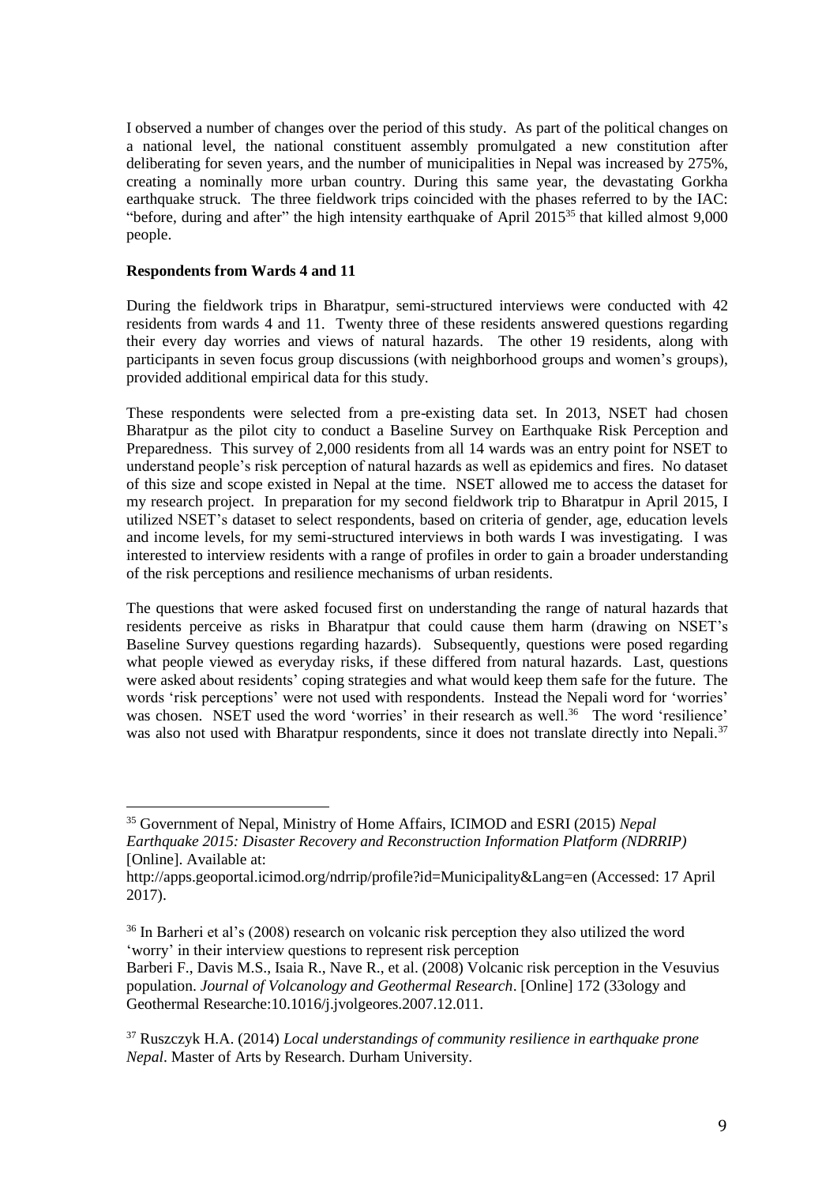I observed a number of changes over the period of this study. As part of the political changes on a national level, the national constituent assembly promulgated a new constitution after deliberating for seven years, and the number of municipalities in Nepal was increased by 275%, creating a nominally more urban country. During this same year, the devastating Gorkha earthquake struck. The three fieldwork trips coincided with the phases referred to by the IAC: "before, during and after" the high intensity earthquake of April 2015[35] that killed almost 9,000 people.

**Respondents from Wards 4 and 11**

During the fieldwork trips in Bharatpur, semi-structured interviews were conducted with 42 residents from wards 4 and 11. Twenty three of these residents answered questions regarding their every day worries and views of natural hazards. The other 19 residents, along with participants in seven focus group discussions (with neighborhood groups and women's groups), provided additional empirical data for this study.

These respondents were selected from a pre-existing data set. In 2013, NSET had chosen Bharatpur as the pilot city to conduct a Baseline Survey on Earthquake Risk Perception and Preparedness. This survey of 2,000 residents from all 14 wards was an entry point for NSET to understand people's risk perception of natural hazards as well as epidemics and fires. No dataset of this size and scope existed in Nepal at the time. NSET allowed me to access the dataset for my research project. In preparation for my second fieldwork trip to Bharatpur in April 2015, I utilized NSET's dataset to select respondents, based on criteria of gender, age, education levels and income levels, for my semi-structured interviews in both wards I was investigating. I was interested to interview residents with a range of profiles in order to gain a broader understanding of the risk perceptions and resilience mechanisms of urban residents.

The questions that were asked focused first on understanding the range of natural hazards that residents perceive as risks in Bharatpur that could cause them harm (drawing on NSET's Baseline Survey questions regarding hazards). Subsequently, questions were posed regarding what people viewed as everyday risks, if these differed from natural hazards. Last, questions were asked about residents' coping strategies and what would keep them safe for the future. The words 'risk perceptions' were not used with respondents. Instead the Nepali word for 'worries' was chosen. NSET used the word 'worries' in their research as well.[36] The word 'resilience' was also not used with Bharatpur respondents, since it does not translate directly into Nepali.[37]

---

[35] Government of Nepal, Ministry of Home Affairs, ICIMOD and ESRI (2015) *Nepal Earthquake 2015: Disaster Recovery and Reconstruction Information Platform (NDRRIP)* [Online]. Available at: http://apps.geoportal.icimod.org/ndrrip/profile?id=Municipality&Lang=en (Accessed: 17 April 2017).

[36] In Barheri et al's (2008) research on volcanic risk perception they also utilized the word 'worry' in their interview questions to represent risk perception
Barberi F., Davis M.S., Isaia R., Nave R., et al. (2008) Volcanic risk perception in the Vesuvius population. *Journal of Volcanology and Geothermal Research*. [Online] 172 (33ology and Geothermal Researche:10.1016/j.jvolgeores.2007.12.011.

[37] Ruszczyk H.A. (2014) *Local understandings of community resilience in earthquake prone Nepal*. Master of Arts by Research. Durham University.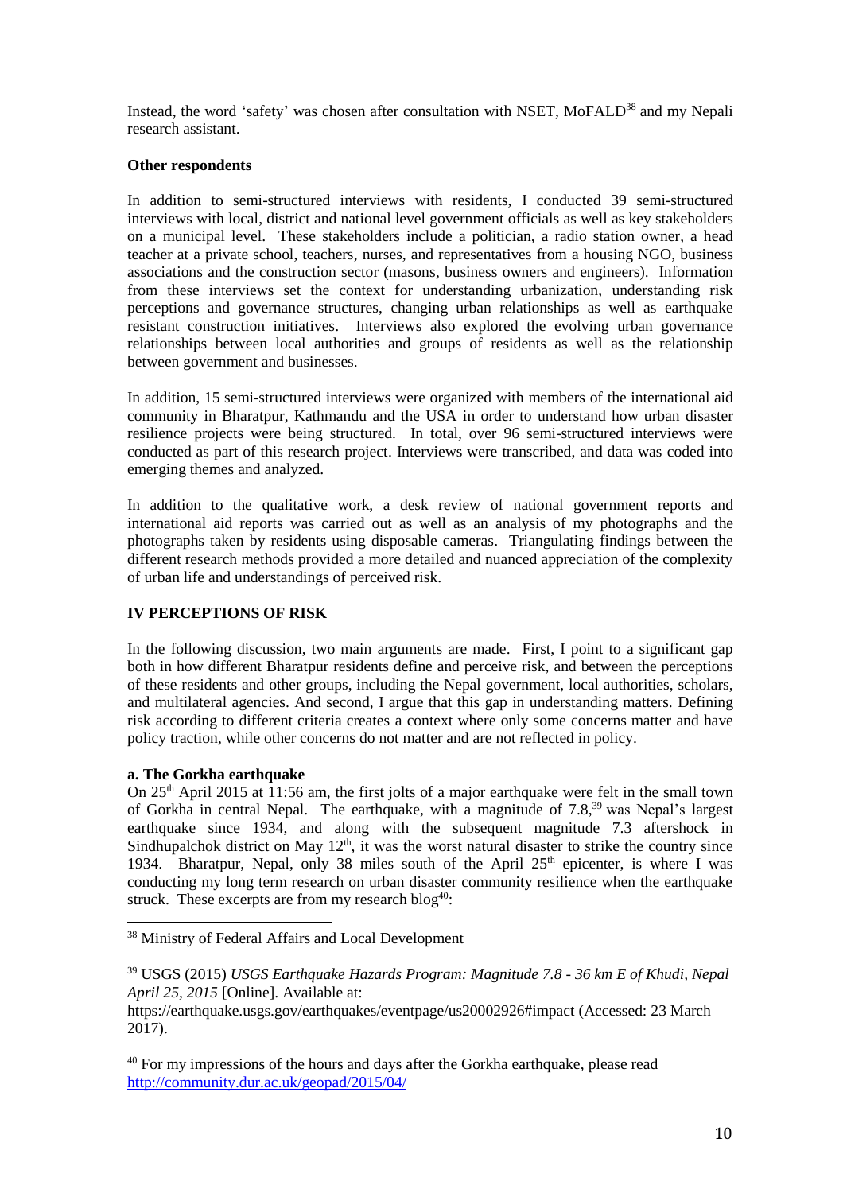Instead, the word 'safety' was chosen after consultation with NSET, MoFALD[38] and my Nepali research assistant.

**Other respondents**

In addition to semi-structured interviews with residents, I conducted 39 semi-structured interviews with local, district and national level government officials as well as key stakeholders on a municipal level. These stakeholders include a politician, a radio station owner, a head teacher at a private school, teachers, nurses, and representatives from a housing NGO, business associations and the construction sector (masons, business owners and engineers). Information from these interviews set the context for understanding urbanization, understanding risk perceptions and governance structures, changing urban relationships as well as earthquake resistant construction initiatives. Interviews also explored the evolving urban governance relationships between local authorities and groups of residents as well as the relationship between government and businesses.

In addition, 15 semi-structured interviews were organized with members of the international aid community in Bharatpur, Kathmandu and the USA in order to understand how urban disaster resilience projects were being structured. In total, over 96 semi-structured interviews were conducted as part of this research project. Interviews were transcribed, and data was coded into emerging themes and analyzed.

In addition to the qualitative work, a desk review of national government reports and international aid reports was carried out as well as an analysis of my photographs and the photographs taken by residents using disposable cameras. Triangulating findings between the different research methods provided a more detailed and nuanced appreciation of the complexity of urban life and understandings of perceived risk.

## IV PERCEPTIONS OF RISK

In the following discussion, two main arguments are made. First, I point to a significant gap both in how different Bharatpur residents define and perceive risk, and between the perceptions of these residents and other groups, including the Nepal government, local authorities, scholars, and multilateral agencies. And second, I argue that this gap in understanding matters. Defining risk according to different criteria creates a context where only some concerns matter and have policy traction, while other concerns do not matter and are not reflected in policy.

### a. The Gorkha earthquake

On 25th April 2015 at 11:56 am, the first jolts of a major earthquake were felt in the small town of Gorkha in central Nepal. The earthquake, with a magnitude of 7.8,[39] was Nepal's largest earthquake since 1934, and along with the subsequent magnitude 7.3 aftershock in Sindhupalchok district on May 12th, it was the worst natural disaster to strike the country since 1934. Bharatpur, Nepal, only 38 miles south of the April 25th epicenter, is where I was conducting my long term research on urban disaster community resilience when the earthquake struck. These excerpts are from my research blog[40]:

---

[38] Ministry of Federal Affairs and Local Development

[39] USGS (2015) *USGS Earthquake Hazards Program: Magnitude 7.8 - 36 km E of Khudi, Nepal April 25, 2015* [Online]. Available at: https://earthquake.usgs.gov/earthquakes/eventpage/us20002926#impact (Accessed: 23 March 2017).

[40] For my impressions of the hours and days after the Gorkha earthquake, please read http://community.dur.ac.uk/geopad/2015/04/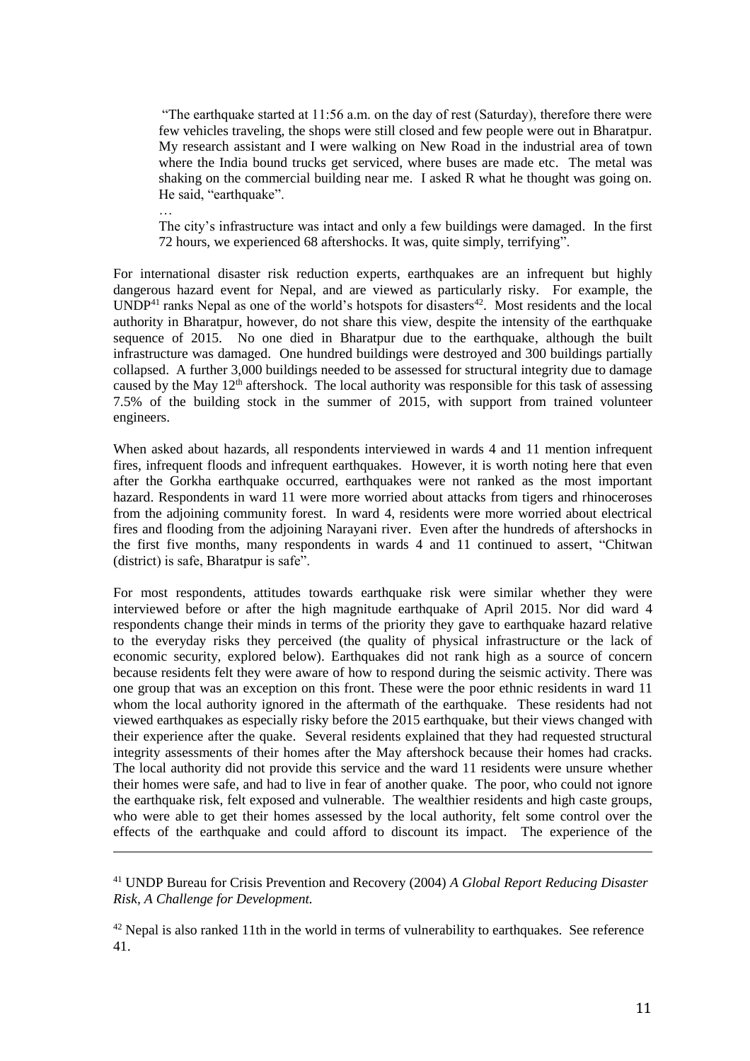> "The earthquake started at 11:56 a.m. on the day of rest (Saturday), therefore there were few vehicles traveling, the shops were still closed and few people were out in Bharatpur. My research assistant and I were walking on New Road in the industrial area of town where the India bound trucks get serviced, where buses are made etc. The metal was shaking on the commercial building near me. I asked R what he thought was going on. He said, "earthquake".
>
> …
>
> The city's infrastructure was intact and only a few buildings were damaged. In the first 72 hours, we experienced 68 aftershocks. It was, quite simply, terrifying".

For international disaster risk reduction experts, earthquakes are an infrequent but highly dangerous hazard event for Nepal, and are viewed as particularly risky. For example, the UNDP[41] ranks Nepal as one of the world's hotspots for disasters[42]. Most residents and the local authority in Bharatpur, however, do not share this view, despite the intensity of the earthquake sequence of 2015. No one died in Bharatpur due to the earthquake, although the built infrastructure was damaged. One hundred buildings were destroyed and 300 buildings partially collapsed. A further 3,000 buildings needed to be assessed for structural integrity due to damage caused by the May 12th aftershock. The local authority was responsible for this task of assessing 7.5% of the building stock in the summer of 2015, with support from trained volunteer engineers.

When asked about hazards, all respondents interviewed in wards 4 and 11 mention infrequent fires, infrequent floods and infrequent earthquakes. However, it is worth noting here that even after the Gorkha earthquake occurred, earthquakes were not ranked as the most important hazard. Respondents in ward 11 were more worried about attacks from tigers and rhinoceroses from the adjoining community forest. In ward 4, residents were more worried about electrical fires and flooding from the adjoining Narayani river. Even after the hundreds of aftershocks in the first five months, many respondents in wards 4 and 11 continued to assert, "Chitwan (district) is safe, Bharatpur is safe".

For most respondents, attitudes towards earthquake risk were similar whether they were interviewed before or after the high magnitude earthquake of April 2015. Nor did ward 4 respondents change their minds in terms of the priority they gave to earthquake hazard relative to the everyday risks they perceived (the quality of physical infrastructure or the lack of economic security, explored below). Earthquakes did not rank high as a source of concern because residents felt they were aware of how to respond during the seismic activity. There was one group that was an exception on this front. These were the poor ethnic residents in ward 11 whom the local authority ignored in the aftermath of the earthquake. These residents had not viewed earthquakes as especially risky before the 2015 earthquake, but their views changed with their experience after the quake. Several residents explained that they had requested structural integrity assessments of their homes after the May aftershock because their homes had cracks. The local authority did not provide this service and the ward 11 residents were unsure whether their homes were safe, and had to live in fear of another quake. The poor, who could not ignore the earthquake risk, felt exposed and vulnerable. The wealthier residents and high caste groups, who were able to get their homes assessed by the local authority, felt some control over the effects of the earthquake and could afford to discount its impact. The experience of the

---

[41] UNDP Bureau for Crisis Prevention and Recovery (2004) *A Global Report Reducing Disaster Risk, A Challenge for Development.*

[42] Nepal is also ranked 11th in the world in terms of vulnerability to earthquakes. See reference 41.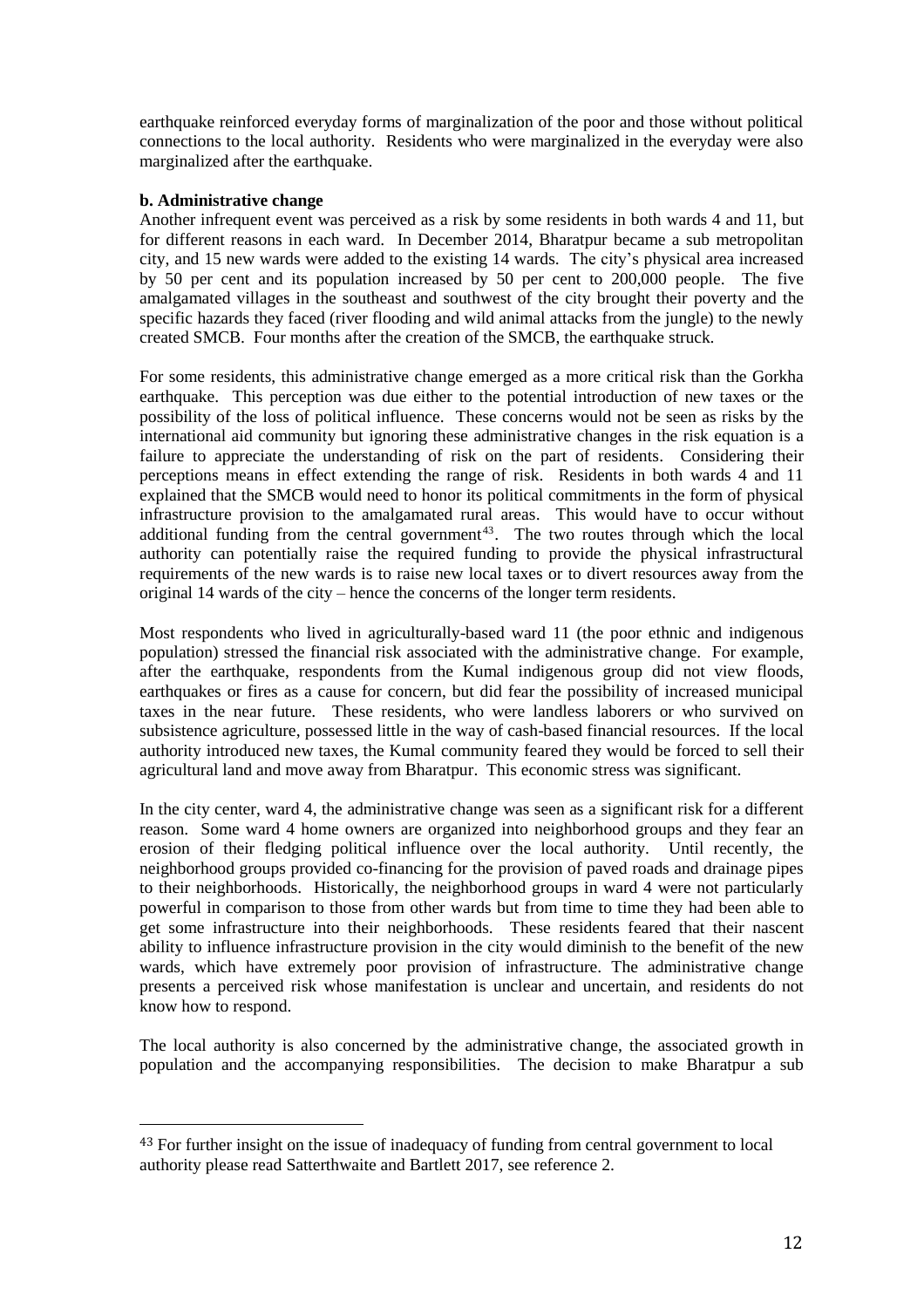earthquake reinforced everyday forms of marginalization of the poor and those without political connections to the local authority. Residents who were marginalized in the everyday were also marginalized after the earthquake.

**b. Administrative change**

Another infrequent event was perceived as a risk by some residents in both wards 4 and 11, but for different reasons in each ward. In December 2014, Bharatpur became a sub metropolitan city, and 15 new wards were added to the existing 14 wards. The city's physical area increased by 50 per cent and its population increased by 50 per cent to 200,000 people. The five amalgamated villages in the southeast and southwest of the city brought their poverty and the specific hazards they faced (river flooding and wild animal attacks from the jungle) to the newly created SMCB. Four months after the creation of the SMCB, the earthquake struck.

For some residents, this administrative change emerged as a more critical risk than the Gorkha earthquake. This perception was due either to the potential introduction of new taxes or the possibility of the loss of political influence. These concerns would not be seen as risks by the international aid community but ignoring these administrative changes in the risk equation is a failure to appreciate the understanding of risk on the part of residents. Considering their perceptions means in effect extending the range of risk. Residents in both wards 4 and 11 explained that the SMCB would need to honor its political commitments in the form of physical infrastructure provision to the amalgamated rural areas. This would have to occur without additional funding from the central government[43]. The two routes through which the local authority can potentially raise the required funding to provide the physical infrastructural requirements of the new wards is to raise new local taxes or to divert resources away from the original 14 wards of the city – hence the concerns of the longer term residents.

Most respondents who lived in agriculturally-based ward 11 (the poor ethnic and indigenous population) stressed the financial risk associated with the administrative change. For example, after the earthquake, respondents from the Kumal indigenous group did not view floods, earthquakes or fires as a cause for concern, but did fear the possibility of increased municipal taxes in the near future. These residents, who were landless laborers or who survived on subsistence agriculture, possessed little in the way of cash-based financial resources. If the local authority introduced new taxes, the Kumal community feared they would be forced to sell their agricultural land and move away from Bharatpur. This economic stress was significant.

In the city center, ward 4, the administrative change was seen as a significant risk for a different reason. Some ward 4 home owners are organized into neighborhood groups and they fear an erosion of their fledging political influence over the local authority. Until recently, the neighborhood groups provided co-financing for the provision of paved roads and drainage pipes to their neighborhoods. Historically, the neighborhood groups in ward 4 were not particularly powerful in comparison to those from other wards but from time to time they had been able to get some infrastructure into their neighborhoods. These residents feared that their nascent ability to influence infrastructure provision in the city would diminish to the benefit of the new wards, which have extremely poor provision of infrastructure. The administrative change presents a perceived risk whose manifestation is unclear and uncertain, and residents do not know how to respond.

The local authority is also concerned by the administrative change, the associated growth in population and the accompanying responsibilities. The decision to make Bharatpur a sub

---

[43] For further insight on the issue of inadequacy of funding from central government to local authority please read Satterthwaite and Bartlett 2017, see reference 2.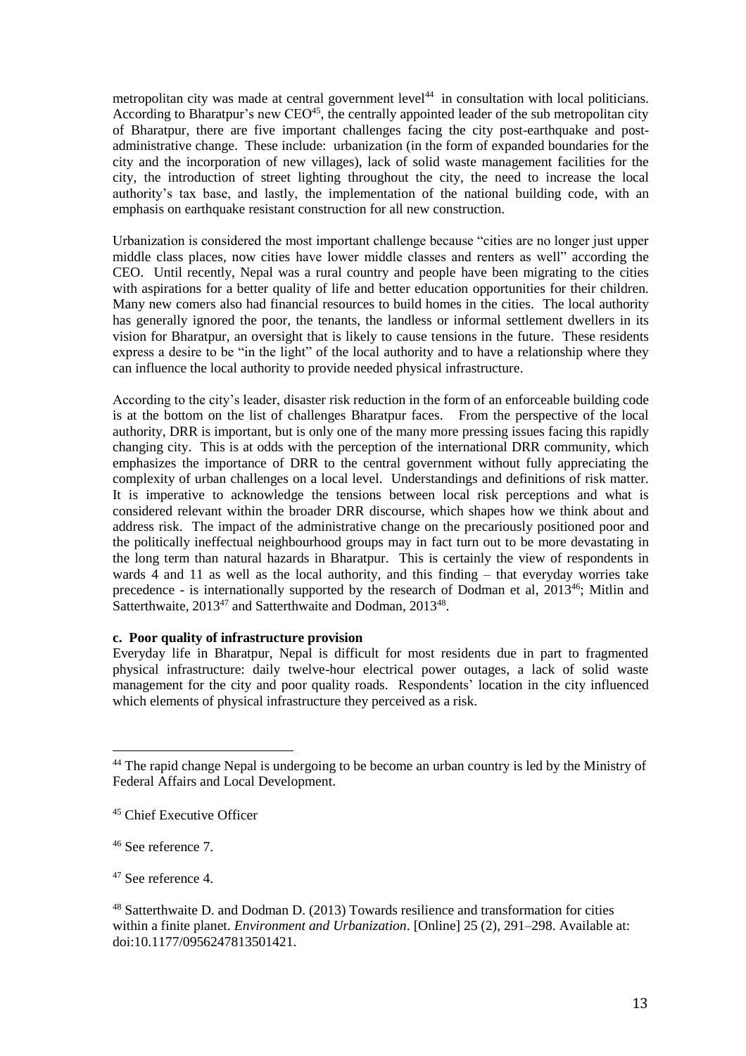metropolitan city was made at central government level[44] in consultation with local politicians. According to Bharatpur's new CEO[45], the centrally appointed leader of the sub metropolitan city of Bharatpur, there are five important challenges facing the city post-earthquake and post-administrative change. These include: urbanization (in the form of expanded boundaries for the city and the incorporation of new villages), lack of solid waste management facilities for the city, the introduction of street lighting throughout the city, the need to increase the local authority's tax base, and lastly, the implementation of the national building code, with an emphasis on earthquake resistant construction for all new construction.

Urbanization is considered the most important challenge because "cities are no longer just upper middle class places, now cities have lower middle classes and renters as well" according the CEO. Until recently, Nepal was a rural country and people have been migrating to the cities with aspirations for a better quality of life and better education opportunities for their children. Many new comers also had financial resources to build homes in the cities. The local authority has generally ignored the poor, the tenants, the landless or informal settlement dwellers in its vision for Bharatpur, an oversight that is likely to cause tensions in the future. These residents express a desire to be "in the light" of the local authority and to have a relationship where they can influence the local authority to provide needed physical infrastructure.

According to the city's leader, disaster risk reduction in the form of an enforceable building code is at the bottom on the list of challenges Bharatpur faces. From the perspective of the local authority, DRR is important, but is only one of the many more pressing issues facing this rapidly changing city. This is at odds with the perception of the international DRR community, which emphasizes the importance of DRR to the central government without fully appreciating the complexity of urban challenges on a local level. Understandings and definitions of risk matter. It is imperative to acknowledge the tensions between local risk perceptions and what is considered relevant within the broader DRR discourse, which shapes how we think about and address risk. The impact of the administrative change on the precariously positioned poor and the politically ineffectual neighbourhood groups may in fact turn out to be more devastating in the long term than natural hazards in Bharatpur. This is certainly the view of respondents in wards 4 and 11 as well as the local authority, and this finding – that everyday worries take precedence - is internationally supported by the research of Dodman et al, 2013[46]; Mitlin and Satterthwaite, 2013[47] and Satterthwaite and Dodman, 2013[48].

**c. Poor quality of infrastructure provision**

Everyday life in Bharatpur, Nepal is difficult for most residents due in part to fragmented physical infrastructure: daily twelve-hour electrical power outages, a lack of solid waste management for the city and poor quality roads. Respondents' location in the city influenced which elements of physical infrastructure they perceived as a risk.

---

[44] The rapid change Nepal is undergoing to be become an urban country is led by the Ministry of Federal Affairs and Local Development.

[45] Chief Executive Officer

[46] See reference 7.

[47] See reference 4.

[48] Satterthwaite D. and Dodman D. (2013) Towards resilience and transformation for cities within a finite planet. *Environment and Urbanization*. [Online] 25 (2), 291–298. Available at: doi:10.1177/0956247813501421.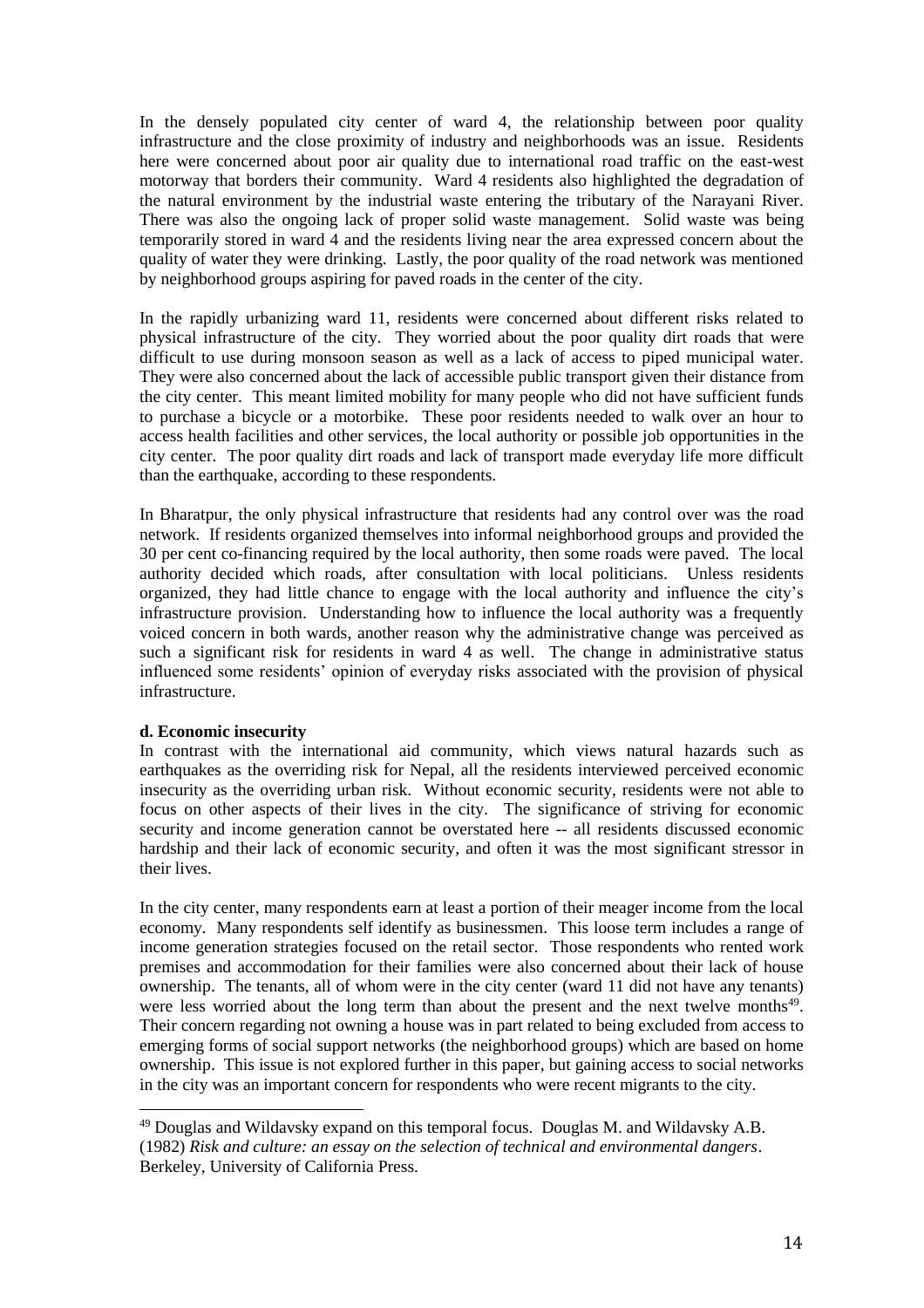In the densely populated city center of ward 4, the relationship between poor quality infrastructure and the close proximity of industry and neighborhoods was an issue. Residents here were concerned about poor air quality due to international road traffic on the east-west motorway that borders their community. Ward 4 residents also highlighted the degradation of the natural environment by the industrial waste entering the tributary of the Narayani River. There was also the ongoing lack of proper solid waste management. Solid waste was being temporarily stored in ward 4 and the residents living near the area expressed concern about the quality of water they were drinking. Lastly, the poor quality of the road network was mentioned by neighborhood groups aspiring for paved roads in the center of the city.

In the rapidly urbanizing ward 11, residents were concerned about different risks related to physical infrastructure of the city. They worried about the poor quality dirt roads that were difficult to use during monsoon season as well as a lack of access to piped municipal water. They were also concerned about the lack of accessible public transport given their distance from the city center. This meant limited mobility for many people who did not have sufficient funds to purchase a bicycle or a motorbike. These poor residents needed to walk over an hour to access health facilities and other services, the local authority or possible job opportunities in the city center. The poor quality dirt roads and lack of transport made everyday life more difficult than the earthquake, according to these respondents.

In Bharatpur, the only physical infrastructure that residents had any control over was the road network. If residents organized themselves into informal neighborhood groups and provided the 30 per cent co-financing required by the local authority, then some roads were paved. The local authority decided which roads, after consultation with local politicians. Unless residents organized, they had little chance to engage with the local authority and influence the city's infrastructure provision. Understanding how to influence the local authority was a frequently voiced concern in both wards, another reason why the administrative change was perceived as such a significant risk for residents in ward 4 as well. The change in administrative status influenced some residents' opinion of everyday risks associated with the provision of physical infrastructure.

**d. Economic insecurity**

In contrast with the international aid community, which views natural hazards such as earthquakes as the overriding risk for Nepal, all the residents interviewed perceived economic insecurity as the overriding urban risk. Without economic security, residents were not able to focus on other aspects of their lives in the city. The significance of striving for economic security and income generation cannot be overstated here -- all residents discussed economic hardship and their lack of economic security, and often it was the most significant stressor in their lives.

In the city center, many respondents earn at least a portion of their meager income from the local economy. Many respondents self identify as businessmen. This loose term includes a range of income generation strategies focused on the retail sector. Those respondents who rented work premises and accommodation for their families were also concerned about their lack of house ownership. The tenants, all of whom were in the city center (ward 11 did not have any tenants) were less worried about the long term than about the present and the next twelve months[49]. Their concern regarding not owning a house was in part related to being excluded from access to emerging forms of social support networks (the neighborhood groups) which are based on home ownership. This issue is not explored further in this paper, but gaining access to social networks in the city was an important concern for respondents who were recent migrants to the city.

---

[49] Douglas and Wildavsky expand on this temporal focus. Douglas M. and Wildavsky A.B. (1982) *Risk and culture: an essay on the selection of technical and environmental dangers*. Berkeley, University of California Press.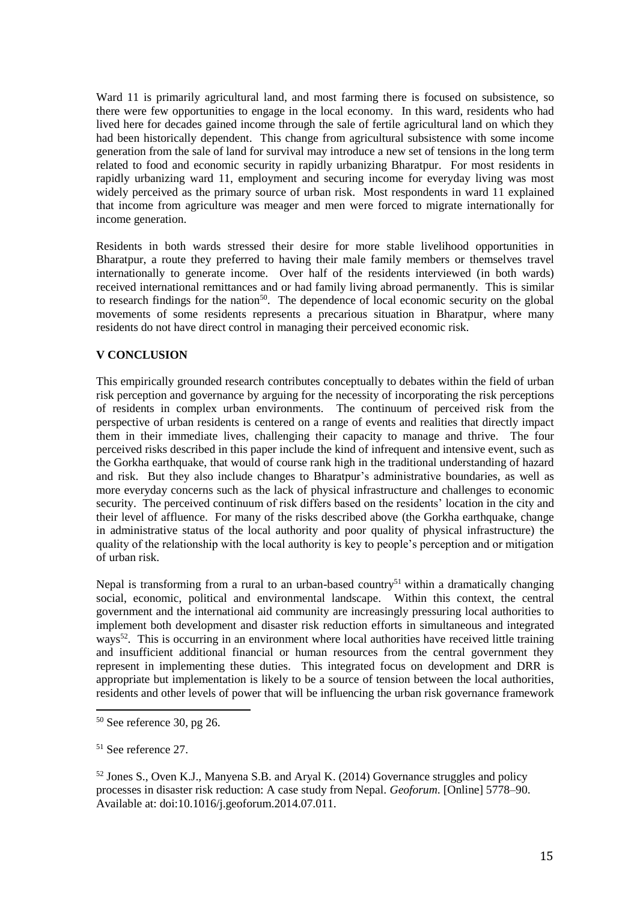Ward 11 is primarily agricultural land, and most farming there is focused on subsistence, so there were few opportunities to engage in the local economy. In this ward, residents who had lived here for decades gained income through the sale of fertile agricultural land on which they had been historically dependent. This change from agricultural subsistence with some income generation from the sale of land for survival may introduce a new set of tensions in the long term related to food and economic security in rapidly urbanizing Bharatpur. For most residents in rapidly urbanizing ward 11, employment and securing income for everyday living was most widely perceived as the primary source of urban risk. Most respondents in ward 11 explained that income from agriculture was meager and men were forced to migrate internationally for income generation.

Residents in both wards stressed their desire for more stable livelihood opportunities in Bharatpur, a route they preferred to having their male family members or themselves travel internationally to generate income. Over half of the residents interviewed (in both wards) received international remittances and or had family living abroad permanently. This is similar to research findings for the nation[50]. The dependence of local economic security on the global movements of some residents represents a precarious situation in Bharatpur, where many residents do not have direct control in managing their perceived economic risk.

## V CONCLUSION

This empirically grounded research contributes conceptually to debates within the field of urban risk perception and governance by arguing for the necessity of incorporating the risk perceptions of residents in complex urban environments. The continuum of perceived risk from the perspective of urban residents is centered on a range of events and realities that directly impact them in their immediate lives, challenging their capacity to manage and thrive. The four perceived risks described in this paper include the kind of infrequent and intensive event, such as the Gorkha earthquake, that would of course rank high in the traditional understanding of hazard and risk. But they also include changes to Bharatpur's administrative boundaries, as well as more everyday concerns such as the lack of physical infrastructure and challenges to economic security. The perceived continuum of risk differs based on the residents' location in the city and their level of affluence. For many of the risks described above (the Gorkha earthquake, change in administrative status of the local authority and poor quality of physical infrastructure) the quality of the relationship with the local authority is key to people's perception and or mitigation of urban risk.

Nepal is transforming from a rural to an urban-based country[51] within a dramatically changing social, economic, political and environmental landscape. Within this context, the central government and the international aid community are increasingly pressuring local authorities to implement both development and disaster risk reduction efforts in simultaneous and integrated ways[52]. This is occurring in an environment where local authorities have received little training and insufficient additional financial or human resources from the central government they represent in implementing these duties. This integrated focus on development and DRR is appropriate but implementation is likely to be a source of tension between the local authorities, residents and other levels of power that will be influencing the urban risk governance framework

---

[50] See reference 30, pg 26.

[51] See reference 27.

[52] Jones S., Oven K.J., Manyena S.B. and Aryal K. (2014) Governance struggles and policy processes in disaster risk reduction: A case study from Nepal. *Geoforum*. [Online] 5778–90. Available at: doi:10.1016/j.geoforum.2014.07.011.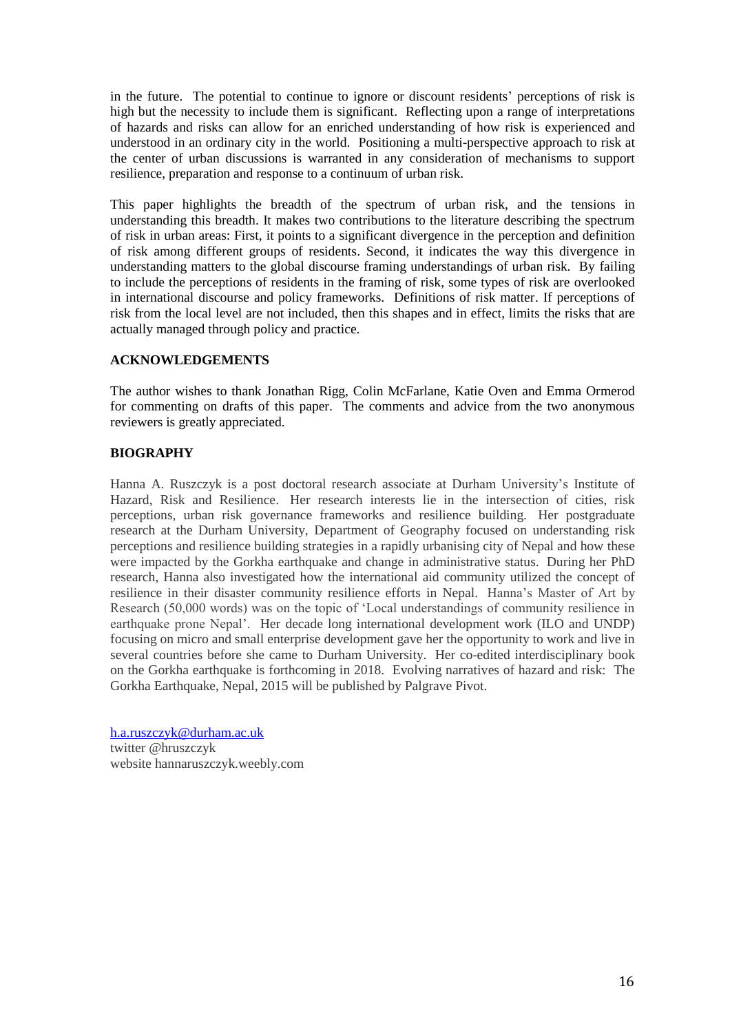in the future. The potential to continue to ignore or discount residents' perceptions of risk is high but the necessity to include them is significant. Reflecting upon a range of interpretations of hazards and risks can allow for an enriched understanding of how risk is experienced and understood in an ordinary city in the world. Positioning a multi-perspective approach to risk at the center of urban discussions is warranted in any consideration of mechanisms to support resilience, preparation and response to a continuum of urban risk.

This paper highlights the breadth of the spectrum of urban risk, and the tensions in understanding this breadth. It makes two contributions to the literature describing the spectrum of risk in urban areas: First, it points to a significant divergence in the perception and definition of risk among different groups of residents. Second, it indicates the way this divergence in understanding matters to the global discourse framing understandings of urban risk. By failing to include the perceptions of residents in the framing of risk, some types of risk are overlooked in international discourse and policy frameworks. Definitions of risk matter. If perceptions of risk from the local level are not included, then this shapes and in effect, limits the risks that are actually managed through policy and practice.

## ACKNOWLEDGEMENTS

The author wishes to thank Jonathan Rigg, Colin McFarlane, Katie Oven and Emma Ormerod for commenting on drafts of this paper. The comments and advice from the two anonymous reviewers is greatly appreciated.

## BIOGRAPHY

Hanna A. Ruszczyk is a post doctoral research associate at Durham University's Institute of Hazard, Risk and Resilience. Her research interests lie in the intersection of cities, risk perceptions, urban risk governance frameworks and resilience building. Her postgraduate research at the Durham University, Department of Geography focused on understanding risk perceptions and resilience building strategies in a rapidly urbanising city of Nepal and how these were impacted by the Gorkha earthquake and change in administrative status. During her PhD research, Hanna also investigated how the international aid community utilized the concept of resilience in their disaster community resilience efforts in Nepal. Hanna's Master of Art by Research (50,000 words) was on the topic of 'Local understandings of community resilience in earthquake prone Nepal'. Her decade long international development work (ILO and UNDP) focusing on micro and small enterprise development gave her the opportunity to work and live in several countries before she came to Durham University. Her co-edited interdisciplinary book on the Gorkha earthquake is forthcoming in 2018. Evolving narratives of hazard and risk: The Gorkha Earthquake, Nepal, 2015 will be published by Palgrave Pivot.

h.a.ruszczyk@durham.ac.uk
twitter @hruszczyk
website hannaruszczyk.weebly.com